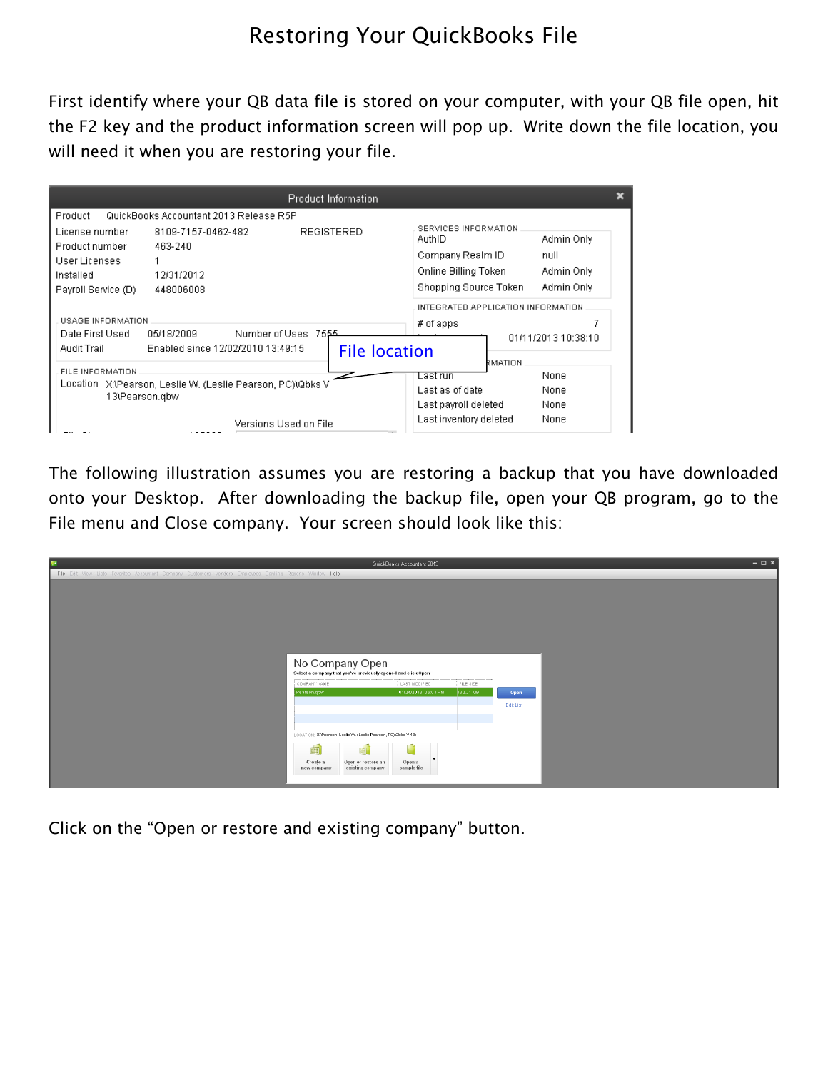# Restoring Your QuickBooks File

First identify where your QB data file is stored on your computer, with your QB file open, hit the F2 key and the product information screen will pop up. Write down the file location, you will need it when you are restoring your file.

The following illustration assumes you are restoring a backup that you have downloaded onto your Desktop. After downloading the backup file, open your QB program, go to the File menu and Close company. Your screen should look like this:

Click on the “Open or restore and existing company” button.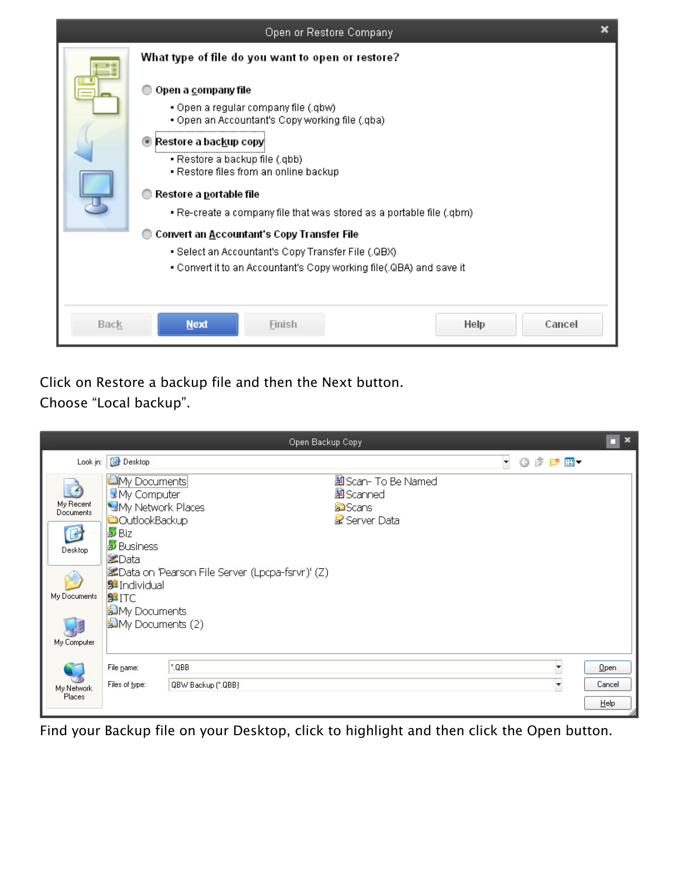Click on Restore a backup file and then the Next button.
Choose “Local backup”.

Find your Backup file on your Desktop, click to highlight and then click the Open button.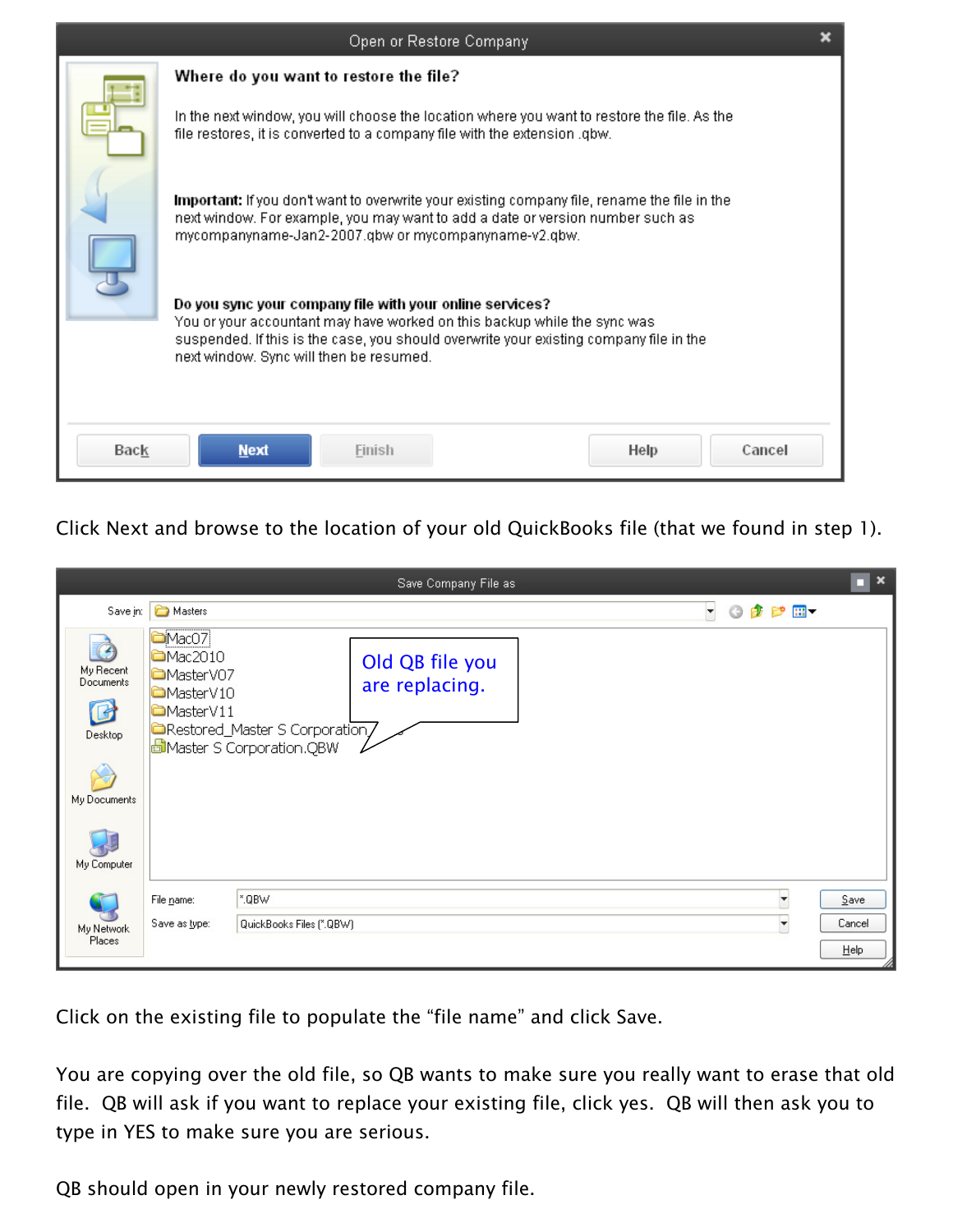Click Next and browse to the location of your old QuickBooks file (that we found in step 1).

Click on the existing file to populate the “file name” and click Save.

You are copying over the old file, so QB wants to make sure you really want to erase that old file. QB will ask if you want to replace your existing file, click yes. QB will then ask you to type in YES to make sure you are serious.

QB should open in your newly restored company file.